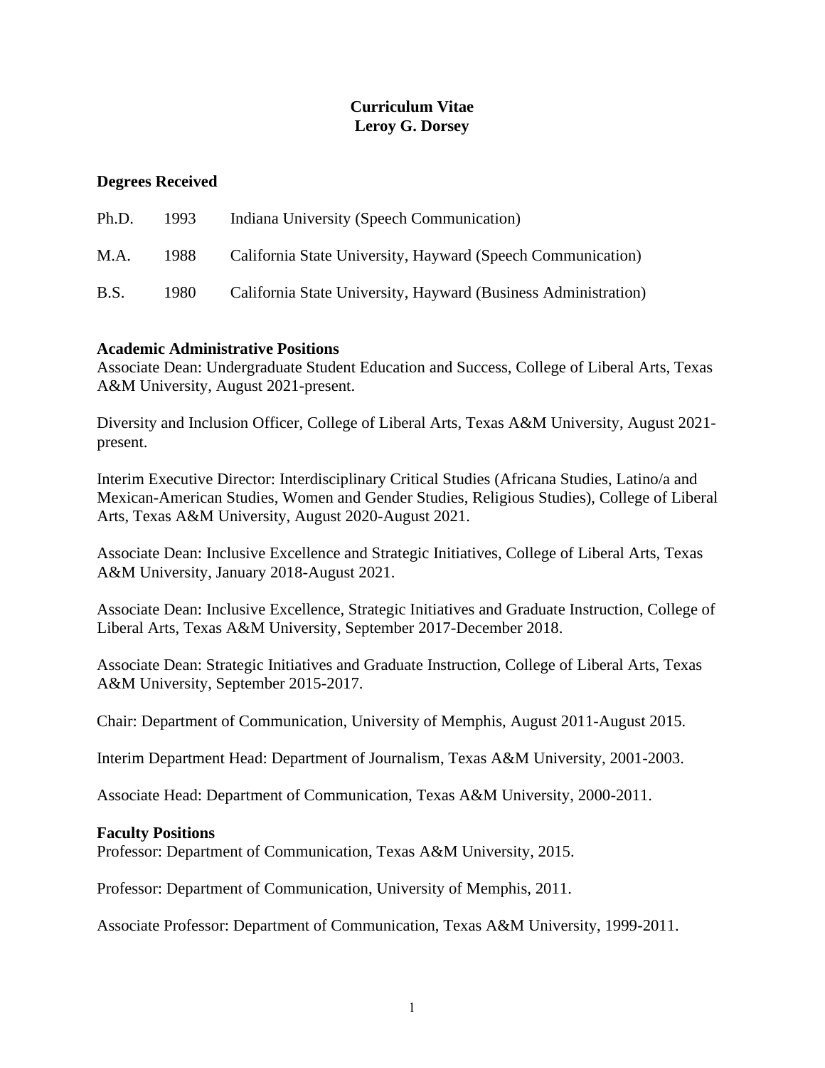# Curriculum Vitae
# Leroy G. Dorsey

## Degrees Received

| | | |
|---|---|---|
| Ph.D. | 1993 | Indiana University (Speech Communication) |
| M.A. | 1988 | California State University, Hayward (Speech Communication) |
| B.S. | 1980 | California State University, Hayward (Business Administration) |

## Academic Administrative Positions

Associate Dean: Undergraduate Student Education and Success, College of Liberal Arts, Texas A&M University, August 2021-present.

Diversity and Inclusion Officer, College of Liberal Arts, Texas A&M University, August 2021-present.

Interim Executive Director: Interdisciplinary Critical Studies (Africana Studies, Latino/a and Mexican-American Studies, Women and Gender Studies, Religious Studies), College of Liberal Arts, Texas A&M University, August 2020-August 2021.

Associate Dean: Inclusive Excellence and Strategic Initiatives, College of Liberal Arts, Texas A&M University, January 2018-August 2021.

Associate Dean: Inclusive Excellence, Strategic Initiatives and Graduate Instruction, College of Liberal Arts, Texas A&M University, September 2017-December 2018.

Associate Dean: Strategic Initiatives and Graduate Instruction, College of Liberal Arts, Texas A&M University, September 2015-2017.

Chair: Department of Communication, University of Memphis, August 2011-August 2015.

Interim Department Head: Department of Journalism, Texas A&M University, 2001-2003.

Associate Head: Department of Communication, Texas A&M University, 2000-2011.

## Faculty Positions

Professor: Department of Communication, Texas A&M University, 2015.

Professor: Department of Communication, University of Memphis, 2011.

Associate Professor: Department of Communication, Texas A&M University, 1999-2011.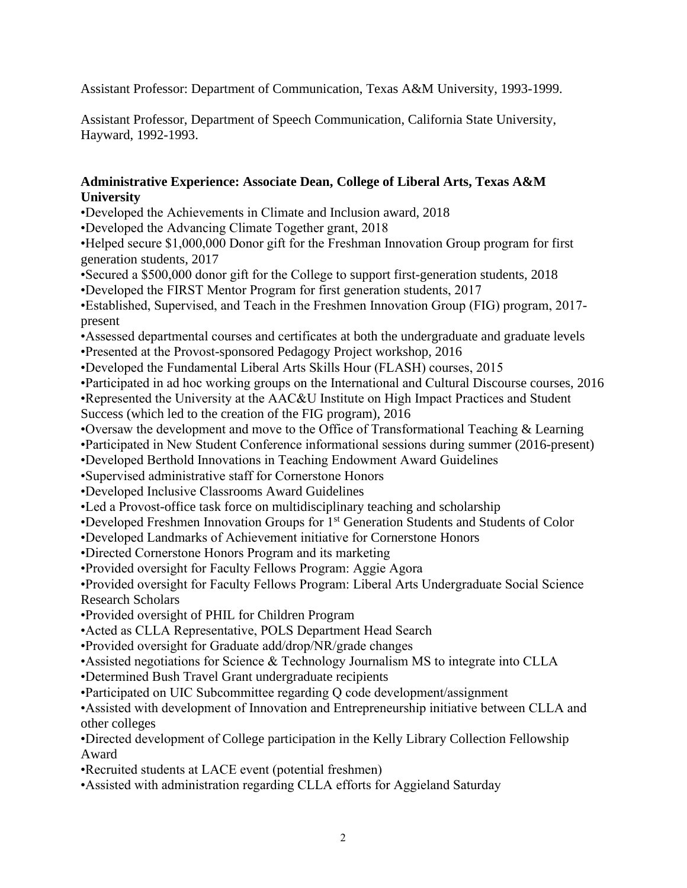Assistant Professor: Department of Communication, Texas A&M University, 1993-1999.

Assistant Professor, Department of Speech Communication, California State University, Hayward, 1992-1993.

**Administrative Experience: Associate Dean, College of Liberal Arts, Texas A&M University**

•Developed the Achievements in Climate and Inclusion award, 2018
•Developed the Advancing Climate Together grant, 2018
•Helped secure $1,000,000 Donor gift for the Freshman Innovation Group program for first generation students, 2017
•Secured a $500,000 donor gift for the College to support first-generation students, 2018
•Developed the FIRST Mentor Program for first generation students, 2017
•Established, Supervised, and Teach in the Freshmen Innovation Group (FIG) program, 2017-present
•Assessed departmental courses and certificates at both the undergraduate and graduate levels
•Presented at the Provost-sponsored Pedagogy Project workshop, 2016
•Developed the Fundamental Liberal Arts Skills Hour (FLASH) courses, 2015
•Participated in ad hoc working groups on the International and Cultural Discourse courses, 2016
•Represented the University at the AAC&U Institute on High Impact Practices and Student Success (which led to the creation of the FIG program), 2016
•Oversaw the development and move to the Office of Transformational Teaching & Learning
•Participated in New Student Conference informational sessions during summer (2016-present)
•Developed Berthold Innovations in Teaching Endowment Award Guidelines
•Supervised administrative staff for Cornerstone Honors
•Developed Inclusive Classrooms Award Guidelines
•Led a Provost-office task force on multidisciplinary teaching and scholarship
•Developed Freshmen Innovation Groups for 1st Generation Students and Students of Color
•Developed Landmarks of Achievement initiative for Cornerstone Honors
•Directed Cornerstone Honors Program and its marketing
•Provided oversight for Faculty Fellows Program: Aggie Agora
•Provided oversight for Faculty Fellows Program: Liberal Arts Undergraduate Social Science Research Scholars
•Provided oversight of PHIL for Children Program
•Acted as CLLA Representative, POLS Department Head Search
•Provided oversight for Graduate add/drop/NR/grade changes
•Assisted negotiations for Science & Technology Journalism MS to integrate into CLLA
•Determined Bush Travel Grant undergraduate recipients
•Participated on UIC Subcommittee regarding Q code development/assignment
•Assisted with development of Innovation and Entrepreneurship initiative between CLLA and other colleges
•Directed development of College participation in the Kelly Library Collection Fellowship Award
•Recruited students at LACE event (potential freshmen)
•Assisted with administration regarding CLLA efforts for Aggieland Saturday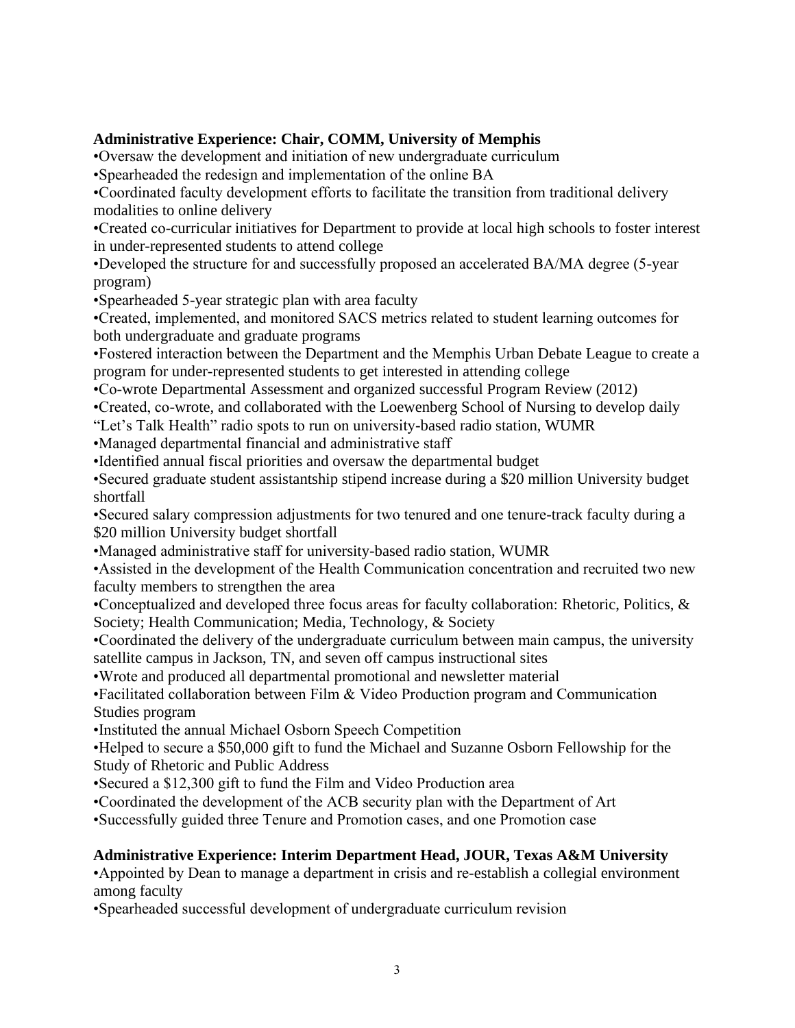**Administrative Experience: Chair, COMM, University of Memphis**

•Oversaw the development and initiation of new undergraduate curriculum

•Spearheaded the redesign and implementation of the online BA

•Coordinated faculty development efforts to facilitate the transition from traditional delivery modalities to online delivery

•Created co-curricular initiatives for Department to provide at local high schools to foster interest in under-represented students to attend college

•Developed the structure for and successfully proposed an accelerated BA/MA degree (5-year program)

•Spearheaded 5-year strategic plan with area faculty

•Created, implemented, and monitored SACS metrics related to student learning outcomes for both undergraduate and graduate programs

•Fostered interaction between the Department and the Memphis Urban Debate League to create a program for under-represented students to get interested in attending college

•Co-wrote Departmental Assessment and organized successful Program Review (2012)

•Created, co-wrote, and collaborated with the Loewenberg School of Nursing to develop daily "Let's Talk Health" radio spots to run on university-based radio station, WUMR

•Managed departmental financial and administrative staff

•Identified annual fiscal priorities and oversaw the departmental budget

•Secured graduate student assistantship stipend increase during a $20 million University budget shortfall

•Secured salary compression adjustments for two tenured and one tenure-track faculty during a $20 million University budget shortfall

•Managed administrative staff for university-based radio station, WUMR

•Assisted in the development of the Health Communication concentration and recruited two new faculty members to strengthen the area

•Conceptualized and developed three focus areas for faculty collaboration: Rhetoric, Politics, & Society; Health Communication; Media, Technology, & Society

•Coordinated the delivery of the undergraduate curriculum between main campus, the university satellite campus in Jackson, TN, and seven off campus instructional sites

•Wrote and produced all departmental promotional and newsletter material

•Facilitated collaboration between Film & Video Production program and Communication Studies program

•Instituted the annual Michael Osborn Speech Competition

•Helped to secure a $50,000 gift to fund the Michael and Suzanne Osborn Fellowship for the Study of Rhetoric and Public Address

•Secured a $12,300 gift to fund the Film and Video Production area

•Coordinated the development of the ACB security plan with the Department of Art

•Successfully guided three Tenure and Promotion cases, and one Promotion case

**Administrative Experience: Interim Department Head, JOUR, Texas A&M University**

•Appointed by Dean to manage a department in crisis and re-establish a collegial environment among faculty

•Spearheaded successful development of undergraduate curriculum revision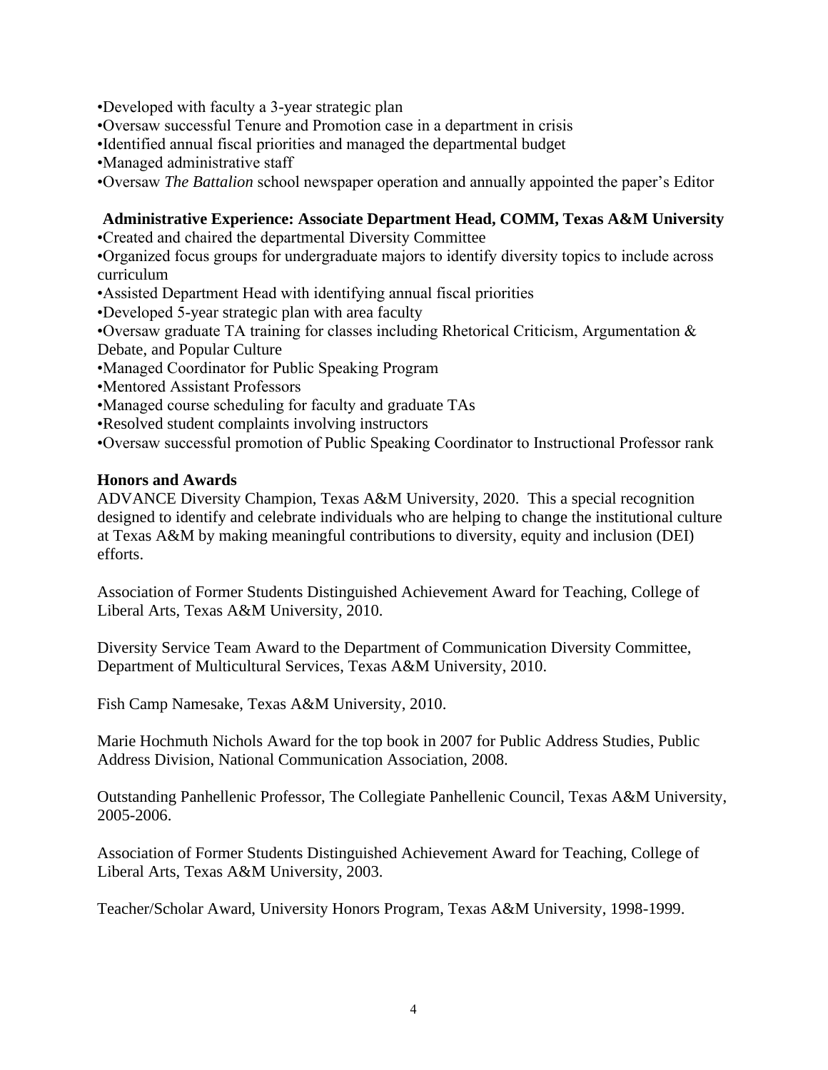•Developed with faculty a 3-year strategic plan
•Oversaw successful Tenure and Promotion case in a department in crisis
•Identified annual fiscal priorities and managed the departmental budget
•Managed administrative staff
•Oversaw *The Battalion* school newspaper operation and annually appointed the paper's Editor

**Administrative Experience: Associate Department Head, COMM, Texas A&M University**

•Created and chaired the departmental Diversity Committee
•Organized focus groups for undergraduate majors to identify diversity topics to include across curriculum
•Assisted Department Head with identifying annual fiscal priorities
•Developed 5-year strategic plan with area faculty
•Oversaw graduate TA training for classes including Rhetorical Criticism, Argumentation & Debate, and Popular Culture
•Managed Coordinator for Public Speaking Program
•Mentored Assistant Professors
•Managed course scheduling for faculty and graduate TAs
•Resolved student complaints involving instructors
•Oversaw successful promotion of Public Speaking Coordinator to Instructional Professor rank

**Honors and Awards**

ADVANCE Diversity Champion, Texas A&M University, 2020. This a special recognition designed to identify and celebrate individuals who are helping to change the institutional culture at Texas A&M by making meaningful contributions to diversity, equity and inclusion (DEI) efforts.

Association of Former Students Distinguished Achievement Award for Teaching, College of Liberal Arts, Texas A&M University, 2010.

Diversity Service Team Award to the Department of Communication Diversity Committee, Department of Multicultural Services, Texas A&M University, 2010.

Fish Camp Namesake, Texas A&M University, 2010.

Marie Hochmuth Nichols Award for the top book in 2007 for Public Address Studies, Public Address Division, National Communication Association, 2008.

Outstanding Panhellenic Professor, The Collegiate Panhellenic Council, Texas A&M University, 2005-2006.

Association of Former Students Distinguished Achievement Award for Teaching, College of Liberal Arts, Texas A&M University, 2003.

Teacher/Scholar Award, University Honors Program, Texas A&M University, 1998-1999.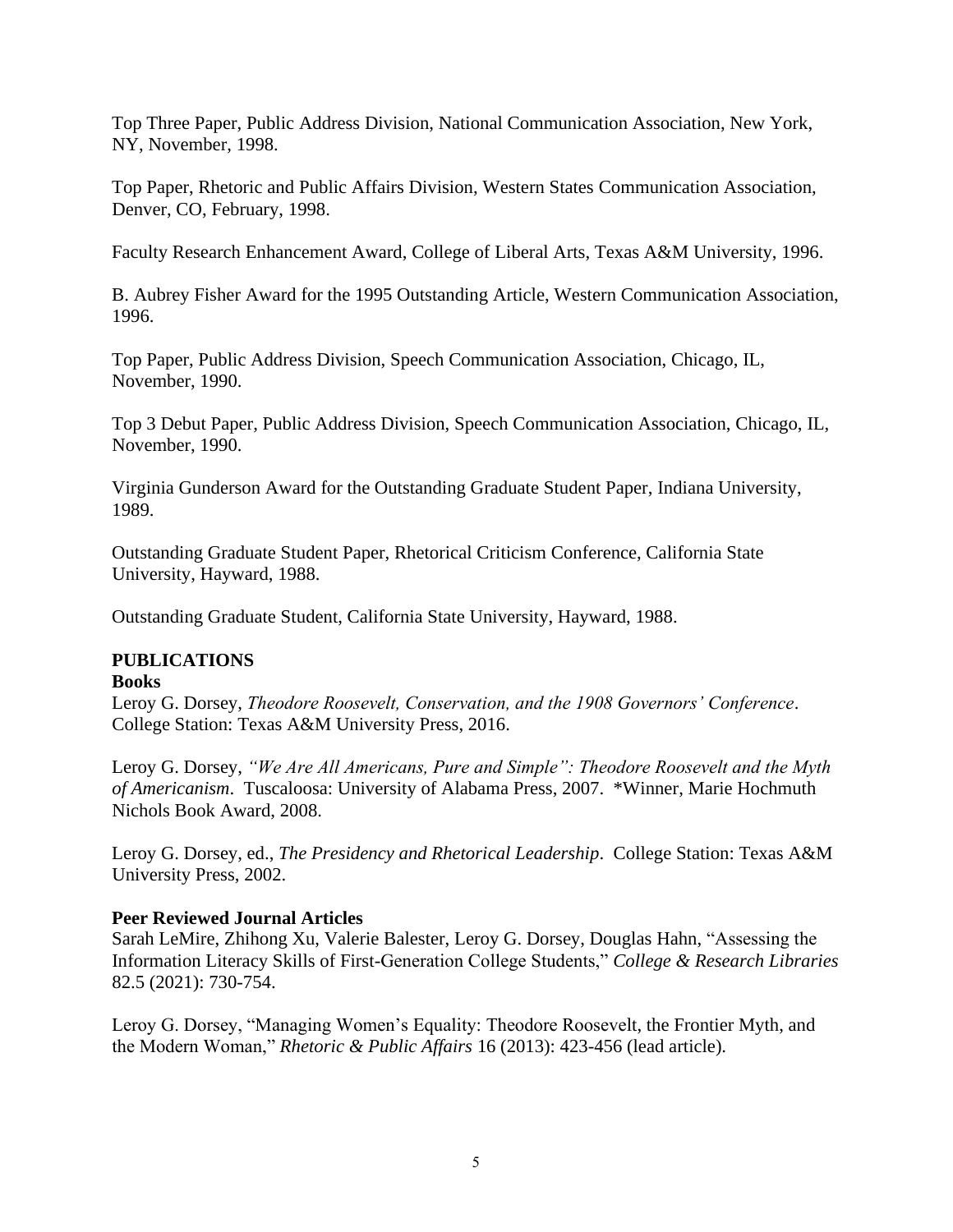Top Three Paper, Public Address Division, National Communication Association, New York, NY, November, 1998.

Top Paper, Rhetoric and Public Affairs Division, Western States Communication Association, Denver, CO, February, 1998.

Faculty Research Enhancement Award, College of Liberal Arts, Texas A&M University, 1996.

B. Aubrey Fisher Award for the 1995 Outstanding Article, Western Communication Association, 1996.

Top Paper, Public Address Division, Speech Communication Association, Chicago, IL, November, 1990.

Top 3 Debut Paper, Public Address Division, Speech Communication Association, Chicago, IL, November, 1990.

Virginia Gunderson Award for the Outstanding Graduate Student Paper, Indiana University, 1989.

Outstanding Graduate Student Paper, Rhetorical Criticism Conference, California State University, Hayward, 1988.

Outstanding Graduate Student, California State University, Hayward, 1988.

## PUBLICATIONS

### Books

Leroy G. Dorsey, *Theodore Roosevelt, Conservation, and the 1908 Governors' Conference*. College Station: Texas A&M University Press, 2016.

Leroy G. Dorsey, *"We Are All Americans, Pure and Simple": Theodore Roosevelt and the Myth of Americanism*. Tuscaloosa: University of Alabama Press, 2007. *Winner, Marie Hochmuth Nichols Book Award, 2008.

Leroy G. Dorsey, ed., *The Presidency and Rhetorical Leadership*. College Station: Texas A&M University Press, 2002.

### Peer Reviewed Journal Articles

Sarah LeMire, Zhihong Xu, Valerie Balester, Leroy G. Dorsey, Douglas Hahn, "Assessing the Information Literacy Skills of First-Generation College Students," *College & Research Libraries* 82.5 (2021): 730-754.

Leroy G. Dorsey, "Managing Women's Equality: Theodore Roosevelt, the Frontier Myth, and the Modern Woman," *Rhetoric & Public Affairs* 16 (2013): 423-456 (lead article).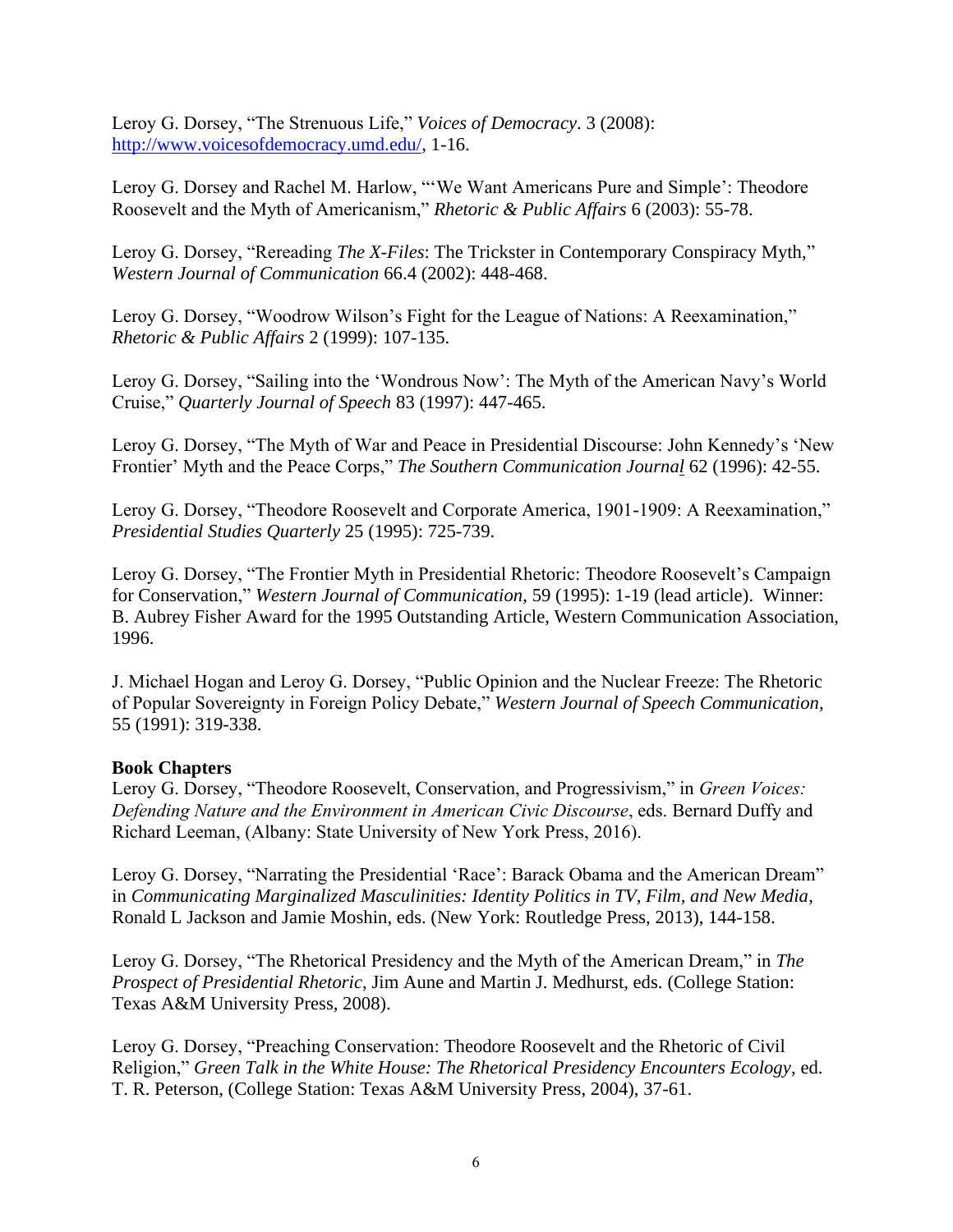Leroy G. Dorsey, "The Strenuous Life," *Voices of Democracy*. 3 (2008): http://www.voicesofdemocracy.umd.edu/, 1-16.

Leroy G. Dorsey and Rachel M. Harlow, "'We Want Americans Pure and Simple': Theodore Roosevelt and the Myth of Americanism," *Rhetoric & Public Affairs* 6 (2003): 55-78.

Leroy G. Dorsey, "Rereading *The X-Files*: The Trickster in Contemporary Conspiracy Myth," *Western Journal of Communication* 66.4 (2002): 448-468.

Leroy G. Dorsey, "Woodrow Wilson's Fight for the League of Nations: A Reexamination," *Rhetoric & Public Affairs* 2 (1999): 107-135.

Leroy G. Dorsey, "Sailing into the 'Wondrous Now': The Myth of the American Navy's World Cruise," *Quarterly Journal of Speech* 83 (1997): 447-465.

Leroy G. Dorsey, "The Myth of War and Peace in Presidential Discourse: John Kennedy's 'New Frontier' Myth and the Peace Corps," *The Southern Communication Journal* 62 (1996): 42-55.

Leroy G. Dorsey, "Theodore Roosevelt and Corporate America, 1901-1909: A Reexamination," *Presidential Studies Quarterly* 25 (1995): 725-739.

Leroy G. Dorsey, "The Frontier Myth in Presidential Rhetoric: Theodore Roosevelt's Campaign for Conservation," *Western Journal of Communication*, 59 (1995): 1-19 (lead article). Winner: B. Aubrey Fisher Award for the 1995 Outstanding Article, Western Communication Association, 1996.

J. Michael Hogan and Leroy G. Dorsey, "Public Opinion and the Nuclear Freeze: The Rhetoric of Popular Sovereignty in Foreign Policy Debate," *Western Journal of Speech Communication*, 55 (1991): 319-338.

**Book Chapters**

Leroy G. Dorsey, "Theodore Roosevelt, Conservation, and Progressivism," in *Green Voices: Defending Nature and the Environment in American Civic Discourse*, eds. Bernard Duffy and Richard Leeman, (Albany: State University of New York Press, 2016).

Leroy G. Dorsey, "Narrating the Presidential 'Race': Barack Obama and the American Dream" in *Communicating Marginalized Masculinities: Identity Politics in TV, Film, and New Media*, Ronald L Jackson and Jamie Moshin, eds. (New York: Routledge Press, 2013), 144-158.

Leroy G. Dorsey, "The Rhetorical Presidency and the Myth of the American Dream," in *The Prospect of Presidential Rhetoric*, Jim Aune and Martin J. Medhurst, eds. (College Station: Texas A&M University Press, 2008).

Leroy G. Dorsey, "Preaching Conservation: Theodore Roosevelt and the Rhetoric of Civil Religion," *Green Talk in the White House: The Rhetorical Presidency Encounters Ecology*, ed. T. R. Peterson, (College Station: Texas A&M University Press, 2004), 37-61.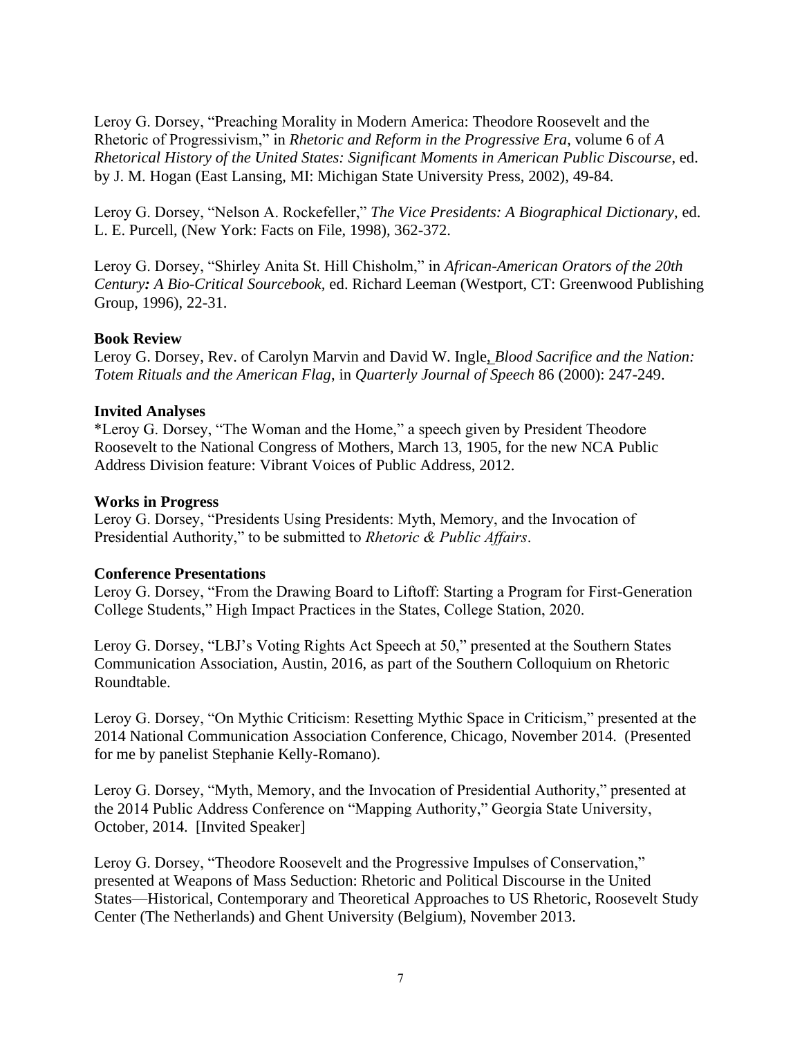Leroy G. Dorsey, "Preaching Morality in Modern America: Theodore Roosevelt and the Rhetoric of Progressivism," in *Rhetoric and Reform in the Progressive Era*, volume 6 of *A Rhetorical History of the United States: Significant Moments in American Public Discourse*, ed. by J. M. Hogan (East Lansing, MI: Michigan State University Press, 2002), 49-84.

Leroy G. Dorsey, "Nelson A. Rockefeller," *The Vice Presidents: A Biographical Dictionary*, ed. L. E. Purcell, (New York: Facts on File, 1998), 362-372.

Leroy G. Dorsey, "Shirley Anita St. Hill Chisholm," in *African-American Orators of the 20th Century: A Bio-Critical Sourcebook,* ed. Richard Leeman (Westport, CT: Greenwood Publishing Group, 1996), 22-31.

**Book Review**
Leroy G. Dorsey, Rev. of Carolyn Marvin and David W. Ingle, *Blood Sacrifice and the Nation: Totem Rituals and the American Flag*, in *Quarterly Journal of Speech* 86 (2000): 247-249.

**Invited Analyses**
*Leroy G. Dorsey, "The Woman and the Home," a speech given by President Theodore Roosevelt to the National Congress of Mothers, March 13, 1905, for the new NCA Public Address Division feature: Vibrant Voices of Public Address, 2012.

**Works in Progress**
Leroy G. Dorsey, "Presidents Using Presidents: Myth, Memory, and the Invocation of Presidential Authority," to be submitted to *Rhetoric & Public Affairs*.

**Conference Presentations**
Leroy G. Dorsey, "From the Drawing Board to Liftoff: Starting a Program for First-Generation College Students," High Impact Practices in the States, College Station, 2020.

Leroy G. Dorsey, "LBJ's Voting Rights Act Speech at 50," presented at the Southern States Communication Association, Austin, 2016, as part of the Southern Colloquium on Rhetoric Roundtable.

Leroy G. Dorsey, "On Mythic Criticism: Resetting Mythic Space in Criticism," presented at the 2014 National Communication Association Conference, Chicago, November 2014. (Presented for me by panelist Stephanie Kelly-Romano).

Leroy G. Dorsey, "Myth, Memory, and the Invocation of Presidential Authority," presented at the 2014 Public Address Conference on "Mapping Authority," Georgia State University, October, 2014. [Invited Speaker]

Leroy G. Dorsey, "Theodore Roosevelt and the Progressive Impulses of Conservation," presented at Weapons of Mass Seduction: Rhetoric and Political Discourse in the United States—Historical, Contemporary and Theoretical Approaches to US Rhetoric, Roosevelt Study Center (The Netherlands) and Ghent University (Belgium), November 2013.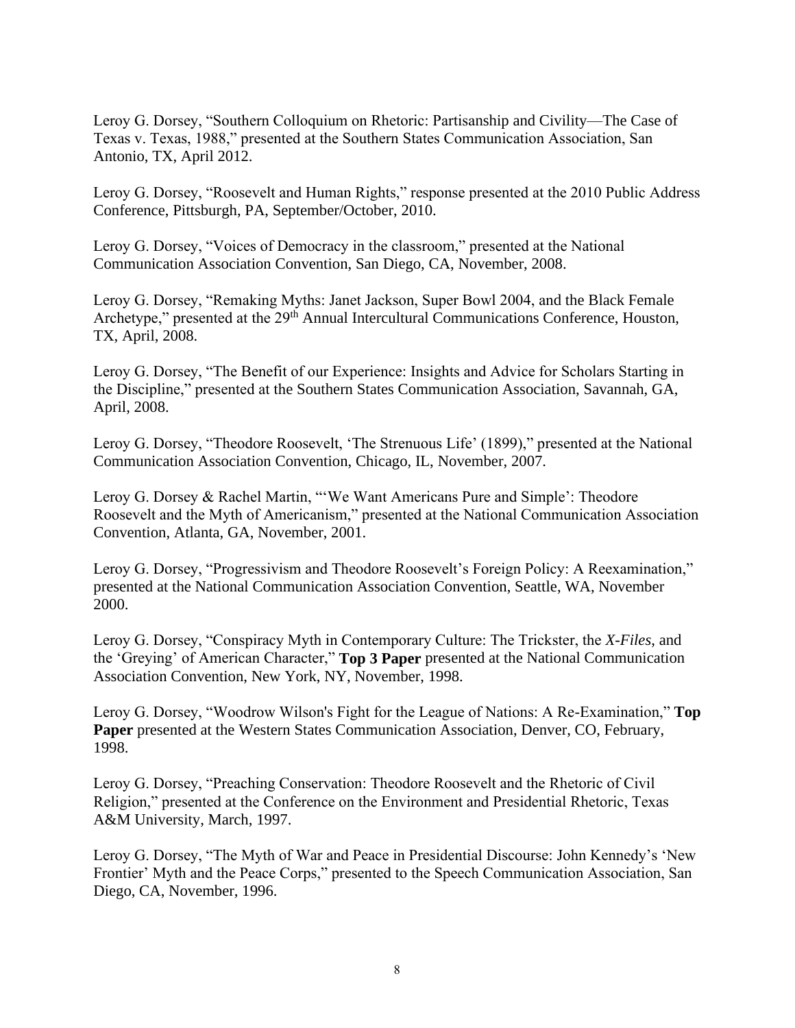Leroy G. Dorsey, "Southern Colloquium on Rhetoric: Partisanship and Civility—The Case of Texas v. Texas, 1988," presented at the Southern States Communication Association, San Antonio, TX, April 2012.

Leroy G. Dorsey, "Roosevelt and Human Rights," response presented at the 2010 Public Address Conference, Pittsburgh, PA, September/October, 2010.

Leroy G. Dorsey, "Voices of Democracy in the classroom," presented at the National Communication Association Convention, San Diego, CA, November, 2008.

Leroy G. Dorsey, "Remaking Myths: Janet Jackson, Super Bowl 2004, and the Black Female Archetype," presented at the 29th Annual Intercultural Communications Conference, Houston, TX, April, 2008.

Leroy G. Dorsey, "The Benefit of our Experience: Insights and Advice for Scholars Starting in the Discipline," presented at the Southern States Communication Association, Savannah, GA, April, 2008.

Leroy G. Dorsey, "Theodore Roosevelt, 'The Strenuous Life' (1899)," presented at the National Communication Association Convention, Chicago, IL, November, 2007.

Leroy G. Dorsey & Rachel Martin, "'We Want Americans Pure and Simple': Theodore Roosevelt and the Myth of Americanism," presented at the National Communication Association Convention, Atlanta, GA, November, 2001.

Leroy G. Dorsey, "Progressivism and Theodore Roosevelt's Foreign Policy: A Reexamination," presented at the National Communication Association Convention, Seattle, WA, November 2000.

Leroy G. Dorsey, "Conspiracy Myth in Contemporary Culture: The Trickster, the *X-Files*, and the 'Greying' of American Character," **Top 3 Paper** presented at the National Communication Association Convention, New York, NY, November, 1998.

Leroy G. Dorsey, "Woodrow Wilson's Fight for the League of Nations: A Re-Examination," **Top Paper** presented at the Western States Communication Association, Denver, CO, February, 1998.

Leroy G. Dorsey, "Preaching Conservation: Theodore Roosevelt and the Rhetoric of Civil Religion," presented at the Conference on the Environment and Presidential Rhetoric, Texas A&M University, March, 1997.

Leroy G. Dorsey, "The Myth of War and Peace in Presidential Discourse: John Kennedy's 'New Frontier' Myth and the Peace Corps," presented to the Speech Communication Association, San Diego, CA, November, 1996.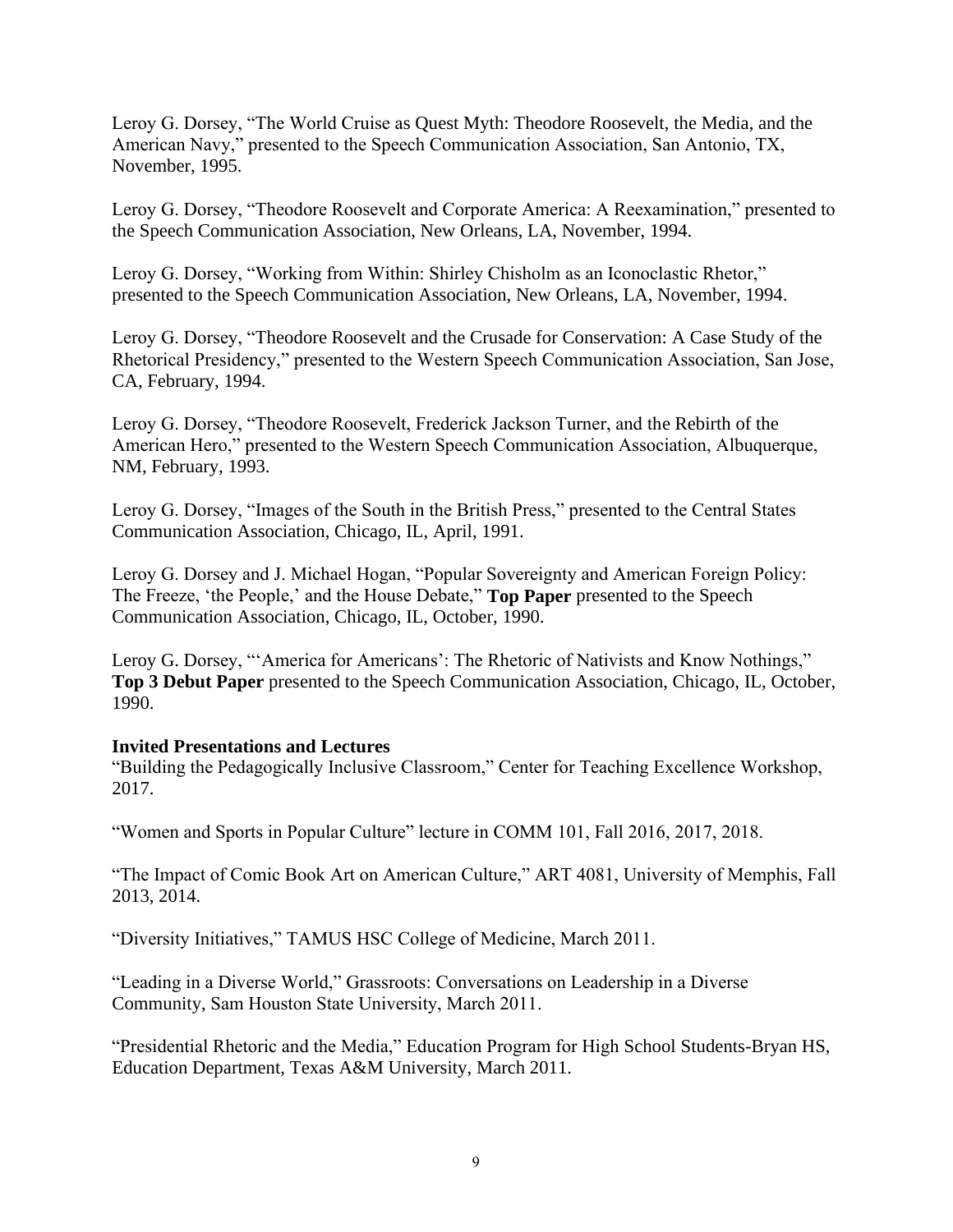Leroy G. Dorsey, "The World Cruise as Quest Myth: Theodore Roosevelt, the Media, and the American Navy," presented to the Speech Communication Association, San Antonio, TX, November, 1995.

Leroy G. Dorsey, "Theodore Roosevelt and Corporate America: A Reexamination," presented to the Speech Communication Association, New Orleans, LA, November, 1994.

Leroy G. Dorsey, "Working from Within: Shirley Chisholm as an Iconoclastic Rhetor," presented to the Speech Communication Association, New Orleans, LA, November, 1994.

Leroy G. Dorsey, "Theodore Roosevelt and the Crusade for Conservation: A Case Study of the Rhetorical Presidency," presented to the Western Speech Communication Association, San Jose, CA, February, 1994.

Leroy G. Dorsey, "Theodore Roosevelt, Frederick Jackson Turner, and the Rebirth of the American Hero," presented to the Western Speech Communication Association, Albuquerque, NM, February, 1993.

Leroy G. Dorsey, "Images of the South in the British Press," presented to the Central States Communication Association, Chicago, IL, April, 1991.

Leroy G. Dorsey and J. Michael Hogan, "Popular Sovereignty and American Foreign Policy: The Freeze, 'the People,' and the House Debate," **Top Paper** presented to the Speech Communication Association, Chicago, IL, October, 1990.

Leroy G. Dorsey, "'America for Americans': The Rhetoric of Nativists and Know Nothings," **Top 3 Debut Paper** presented to the Speech Communication Association, Chicago, IL, October, 1990.

**Invited Presentations and Lectures**

"Building the Pedagogically Inclusive Classroom," Center for Teaching Excellence Workshop, 2017.

"Women and Sports in Popular Culture" lecture in COMM 101, Fall 2016, 2017, 2018.

"The Impact of Comic Book Art on American Culture," ART 4081, University of Memphis, Fall 2013, 2014.

"Diversity Initiatives," TAMUS HSC College of Medicine, March 2011.

"Leading in a Diverse World," Grassroots: Conversations on Leadership in a Diverse Community, Sam Houston State University, March 2011.

"Presidential Rhetoric and the Media," Education Program for High School Students-Bryan HS, Education Department, Texas A&M University, March 2011.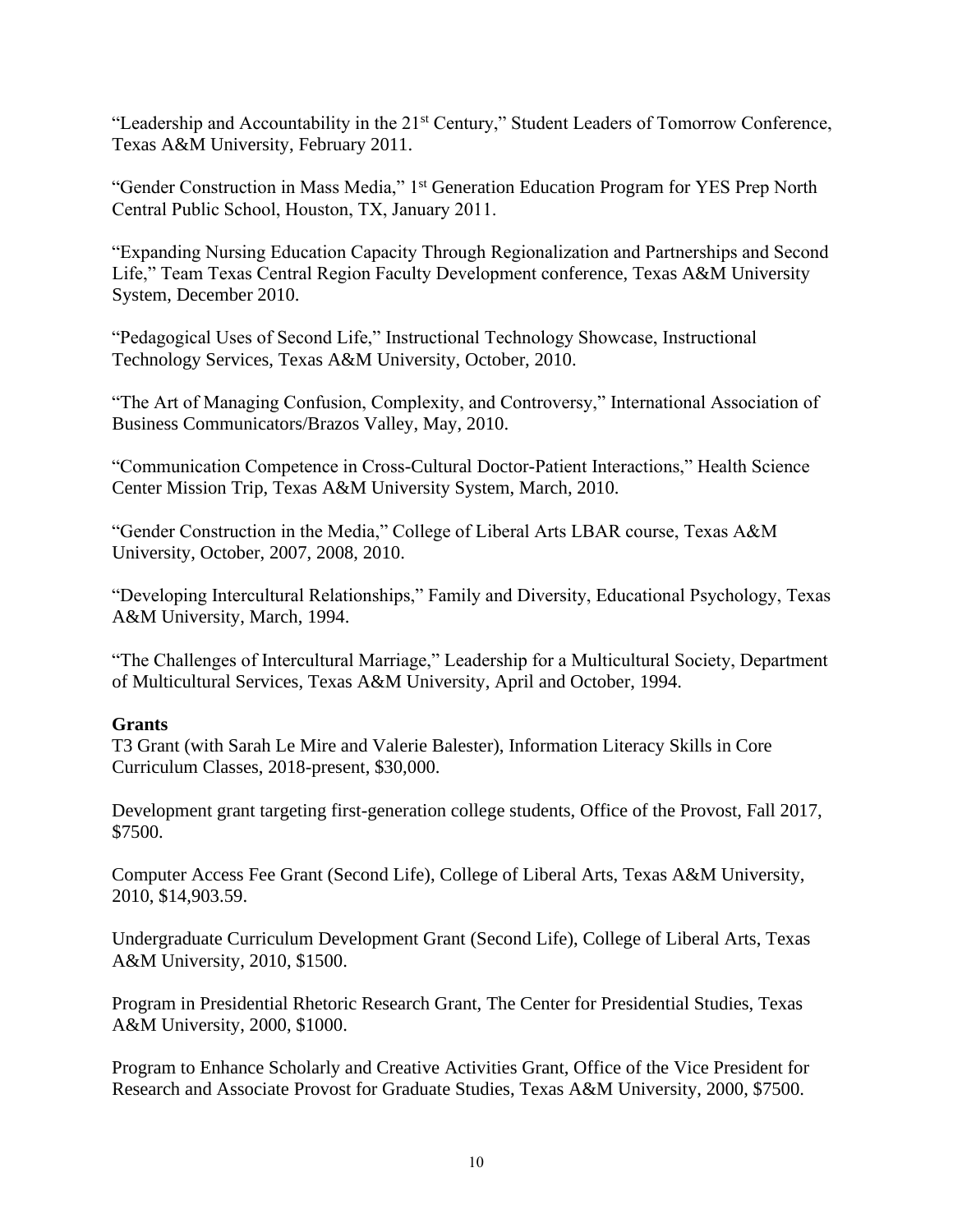"Leadership and Accountability in the 21st Century," Student Leaders of Tomorrow Conference, Texas A&M University, February 2011.

"Gender Construction in Mass Media," 1st Generation Education Program for YES Prep North Central Public School, Houston, TX, January 2011.

"Expanding Nursing Education Capacity Through Regionalization and Partnerships and Second Life," Team Texas Central Region Faculty Development conference, Texas A&M University System, December 2010.

"Pedagogical Uses of Second Life," Instructional Technology Showcase, Instructional Technology Services, Texas A&M University, October, 2010.

"The Art of Managing Confusion, Complexity, and Controversy," International Association of Business Communicators/Brazos Valley, May, 2010.

"Communication Competence in Cross-Cultural Doctor-Patient Interactions," Health Science Center Mission Trip, Texas A&M University System, March, 2010.

"Gender Construction in the Media," College of Liberal Arts LBAR course, Texas A&M University, October, 2007, 2008, 2010.

"Developing Intercultural Relationships," Family and Diversity, Educational Psychology, Texas A&M University, March, 1994.

"The Challenges of Intercultural Marriage," Leadership for a Multicultural Society, Department of Multicultural Services, Texas A&M University, April and October, 1994.

**Grants**

T3 Grant (with Sarah Le Mire and Valerie Balester), Information Literacy Skills in Core Curriculum Classes, 2018-present, $30,000.

Development grant targeting first-generation college students, Office of the Provost, Fall 2017, $7500.

Computer Access Fee Grant (Second Life), College of Liberal Arts, Texas A&M University, 2010, $14,903.59.

Undergraduate Curriculum Development Grant (Second Life), College of Liberal Arts, Texas A&M University, 2010, $1500.

Program in Presidential Rhetoric Research Grant, The Center for Presidential Studies, Texas A&M University, 2000, $1000.

Program to Enhance Scholarly and Creative Activities Grant, Office of the Vice President for Research and Associate Provost for Graduate Studies, Texas A&M University, 2000, $7500.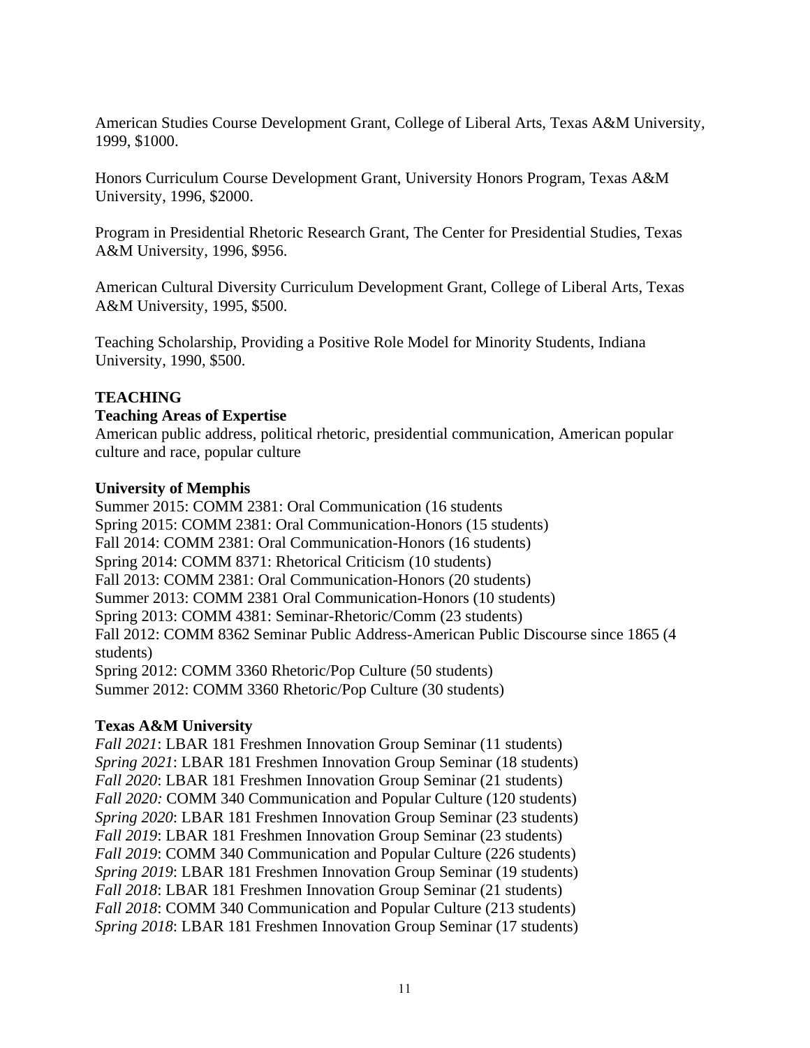American Studies Course Development Grant, College of Liberal Arts, Texas A&M University, 1999, $1000.

Honors Curriculum Course Development Grant, University Honors Program, Texas A&M University, 1996, $2000.

Program in Presidential Rhetoric Research Grant, The Center for Presidential Studies, Texas A&M University, 1996, $956.

American Cultural Diversity Curriculum Development Grant, College of Liberal Arts, Texas A&M University, 1995, $500.

Teaching Scholarship, Providing a Positive Role Model for Minority Students, Indiana University, 1990, $500.

## TEACHING

### Teaching Areas of Expertise

American public address, political rhetoric, presidential communication, American popular culture and race, popular culture

### University of Memphis

Summer 2015: COMM 2381: Oral Communication (16 students
Spring 2015: COMM 2381: Oral Communication-Honors (15 students)
Fall 2014: COMM 2381: Oral Communication-Honors (16 students)
Spring 2014: COMM 8371: Rhetorical Criticism (10 students)
Fall 2013: COMM 2381: Oral Communication-Honors (20 students)
Summer 2013: COMM 2381 Oral Communication-Honors (10 students)
Spring 2013: COMM 4381: Seminar-Rhetoric/Comm (23 students)
Fall 2012: COMM 8362 Seminar Public Address-American Public Discourse since 1865 (4 students)
Spring 2012: COMM 3360 Rhetoric/Pop Culture (50 students)
Summer 2012: COMM 3360 Rhetoric/Pop Culture (30 students)

### Texas A&M University

*Fall 2021*: LBAR 181 Freshmen Innovation Group Seminar (11 students)
*Spring 2021*: LBAR 181 Freshmen Innovation Group Seminar (18 students)
*Fall 2020*: LBAR 181 Freshmen Innovation Group Seminar (21 students)
*Fall 2020:* COMM 340 Communication and Popular Culture (120 students)
*Spring 2020*: LBAR 181 Freshmen Innovation Group Seminar (23 students)
*Fall 2019*: LBAR 181 Freshmen Innovation Group Seminar (23 students)
*Fall 2019*: COMM 340 Communication and Popular Culture (226 students)
*Spring 2019*: LBAR 181 Freshmen Innovation Group Seminar (19 students)
*Fall 2018*: LBAR 181 Freshmen Innovation Group Seminar (21 students)
*Fall 2018*: COMM 340 Communication and Popular Culture (213 students)
*Spring 2018*: LBAR 181 Freshmen Innovation Group Seminar (17 students)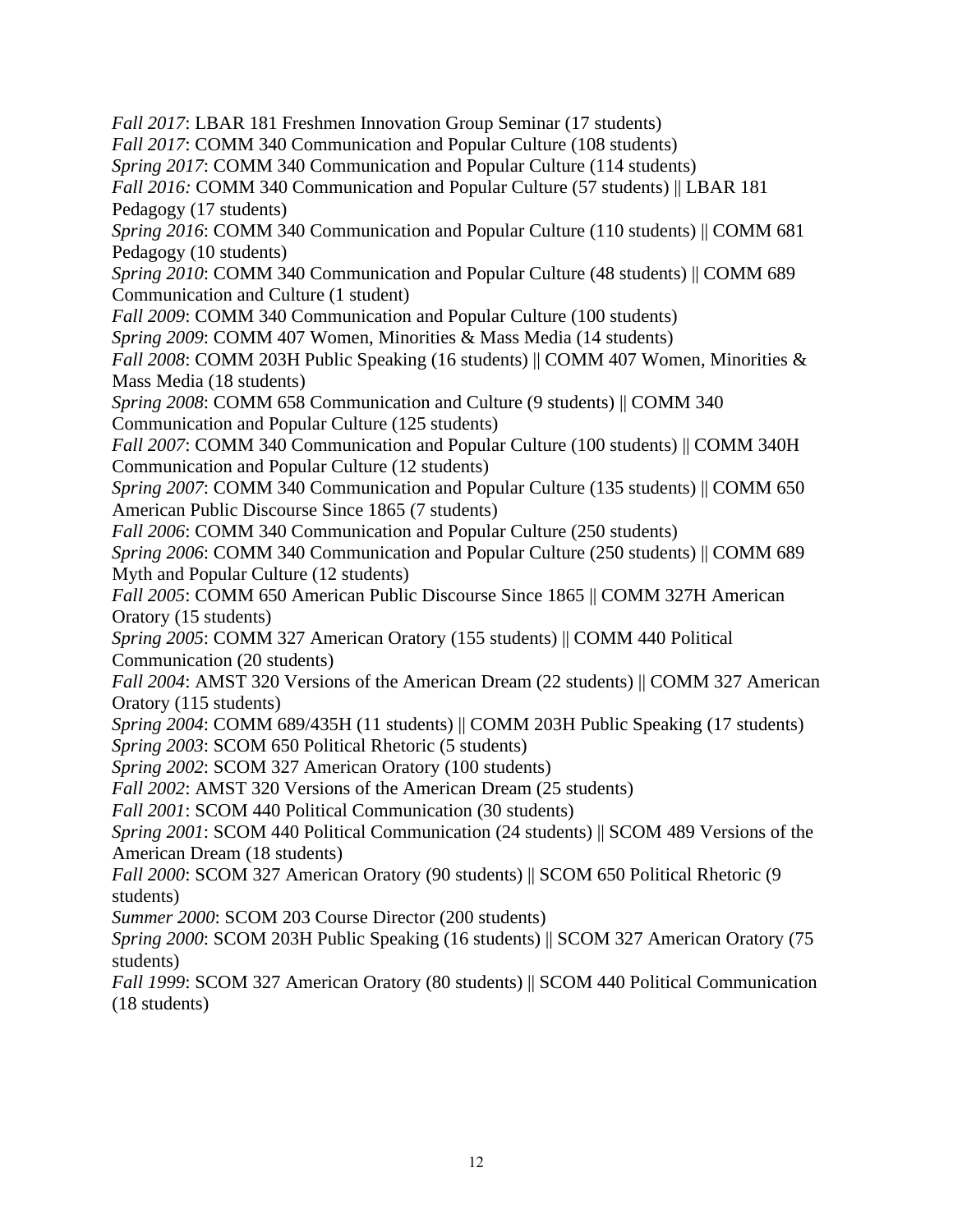*Fall 2017*: LBAR 181 Freshmen Innovation Group Seminar (17 students)
*Fall 2017*: COMM 340 Communication and Popular Culture (108 students)
*Spring 2017*: COMM 340 Communication and Popular Culture (114 students)
*Fall 2016:* COMM 340 Communication and Popular Culture (57 students) || LBAR 181 Pedagogy (17 students)
*Spring 2016*: COMM 340 Communication and Popular Culture (110 students) || COMM 681 Pedagogy (10 students)
*Spring 2010*: COMM 340 Communication and Popular Culture (48 students) || COMM 689 Communication and Culture (1 student)
*Fall 2009*: COMM 340 Communication and Popular Culture (100 students)
*Spring 2009*: COMM 407 Women, Minorities & Mass Media (14 students)
*Fall 2008*: COMM 203H Public Speaking (16 students) || COMM 407 Women, Minorities & Mass Media (18 students)
*Spring 2008*: COMM 658 Communication and Culture (9 students) || COMM 340 Communication and Popular Culture (125 students)
*Fall 2007*: COMM 340 Communication and Popular Culture (100 students) || COMM 340H Communication and Popular Culture (12 students)
*Spring 2007*: COMM 340 Communication and Popular Culture (135 students) || COMM 650 American Public Discourse Since 1865 (7 students)
*Fall 2006*: COMM 340 Communication and Popular Culture (250 students)
*Spring 2006*: COMM 340 Communication and Popular Culture (250 students) || COMM 689 Myth and Popular Culture (12 students)
*Fall 2005*: COMM 650 American Public Discourse Since 1865 || COMM 327H American Oratory (15 students)
*Spring 2005*: COMM 327 American Oratory (155 students) || COMM 440 Political Communication (20 students)
*Fall 2004*: AMST 320 Versions of the American Dream (22 students) || COMM 327 American Oratory (115 students)
*Spring 2004*: COMM 689/435H (11 students) || COMM 203H Public Speaking (17 students)
*Spring 2003*: SCOM 650 Political Rhetoric (5 students)
*Spring 2002*: SCOM 327 American Oratory (100 students)
*Fall 2002*: AMST 320 Versions of the American Dream (25 students)
*Fall 2001*: SCOM 440 Political Communication (30 students)
*Spring 2001*: SCOM 440 Political Communication (24 students) || SCOM 489 Versions of the American Dream (18 students)
*Fall 2000*: SCOM 327 American Oratory (90 students) || SCOM 650 Political Rhetoric (9 students)
*Summer 2000*: SCOM 203 Course Director (200 students)
*Spring 2000*: SCOM 203H Public Speaking (16 students) || SCOM 327 American Oratory (75 students)
*Fall 1999*: SCOM 327 American Oratory (80 students) || SCOM 440 Political Communication (18 students)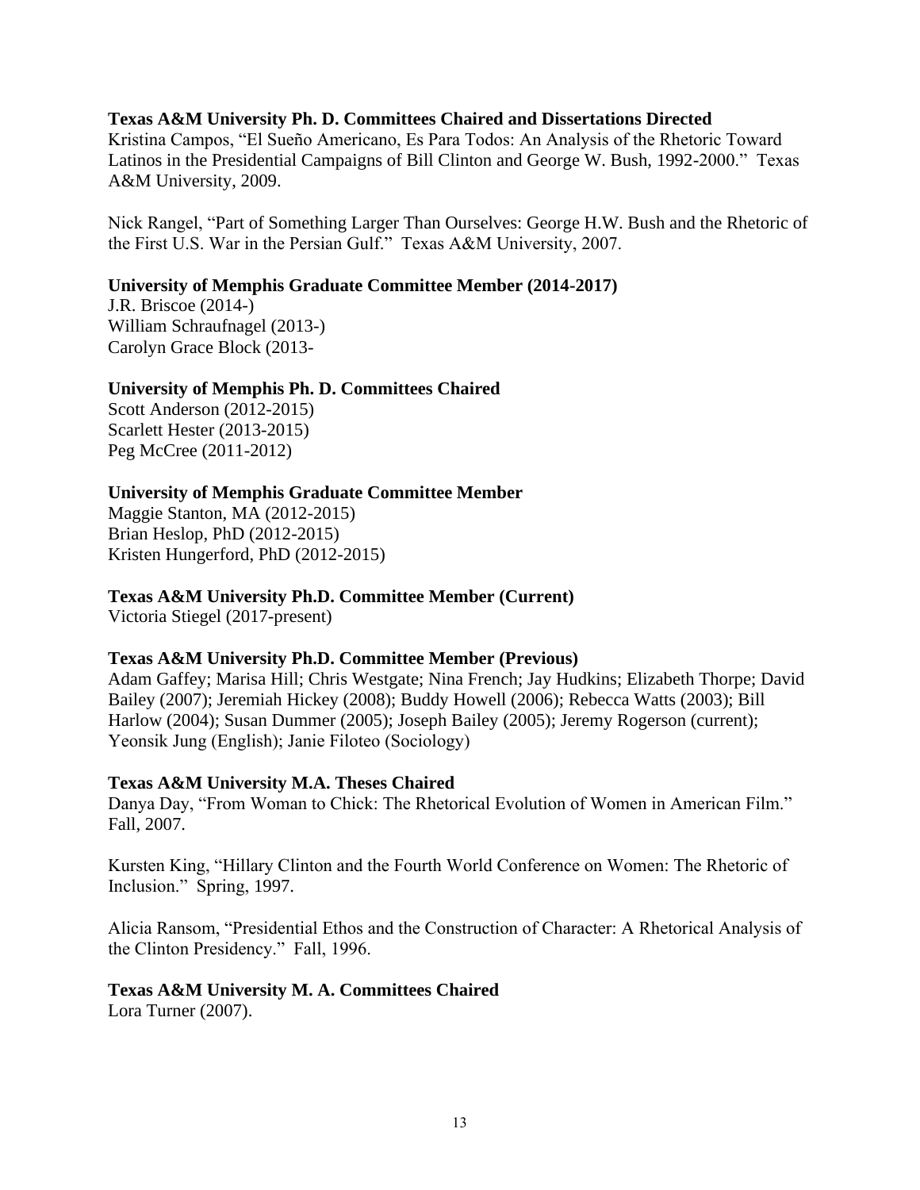**Texas A&M University Ph. D. Committees Chaired and Dissertations Directed**

Kristina Campos, "El Sueño Americano, Es Para Todos: An Analysis of the Rhetoric Toward Latinos in the Presidential Campaigns of Bill Clinton and George W. Bush, 1992-2000." Texas A&M University, 2009.

Nick Rangel, "Part of Something Larger Than Ourselves: George H.W. Bush and the Rhetoric of the First U.S. War in the Persian Gulf." Texas A&M University, 2007.

**University of Memphis Graduate Committee Member (2014-2017)**

J.R. Briscoe (2014-)
William Schraufnagel (2013-)
Carolyn Grace Block (2013-

**University of Memphis Ph. D. Committees Chaired**

Scott Anderson (2012-2015)
Scarlett Hester (2013-2015)
Peg McCree (2011-2012)

**University of Memphis Graduate Committee Member**

Maggie Stanton, MA (2012-2015)
Brian Heslop, PhD (2012-2015)
Kristen Hungerford, PhD (2012-2015)

**Texas A&M University Ph.D. Committee Member (Current)**

Victoria Stiegel (2017-present)

**Texas A&M University Ph.D. Committee Member (Previous)**

Adam Gaffey; Marisa Hill; Chris Westgate; Nina French; Jay Hudkins; Elizabeth Thorpe; David Bailey (2007); Jeremiah Hickey (2008); Buddy Howell (2006); Rebecca Watts (2003); Bill Harlow (2004); Susan Dummer (2005); Joseph Bailey (2005); Jeremy Rogerson (current); Yeonsik Jung (English); Janie Filoteo (Sociology)

**Texas A&M University M.A. Theses Chaired**

Danya Day, "From Woman to Chick: The Rhetorical Evolution of Women in American Film." Fall, 2007.

Kursten King, "Hillary Clinton and the Fourth World Conference on Women: The Rhetoric of Inclusion." Spring, 1997.

Alicia Ransom, "Presidential Ethos and the Construction of Character: A Rhetorical Analysis of the Clinton Presidency." Fall, 1996.

**Texas A&M University M. A. Committees Chaired**

Lora Turner (2007).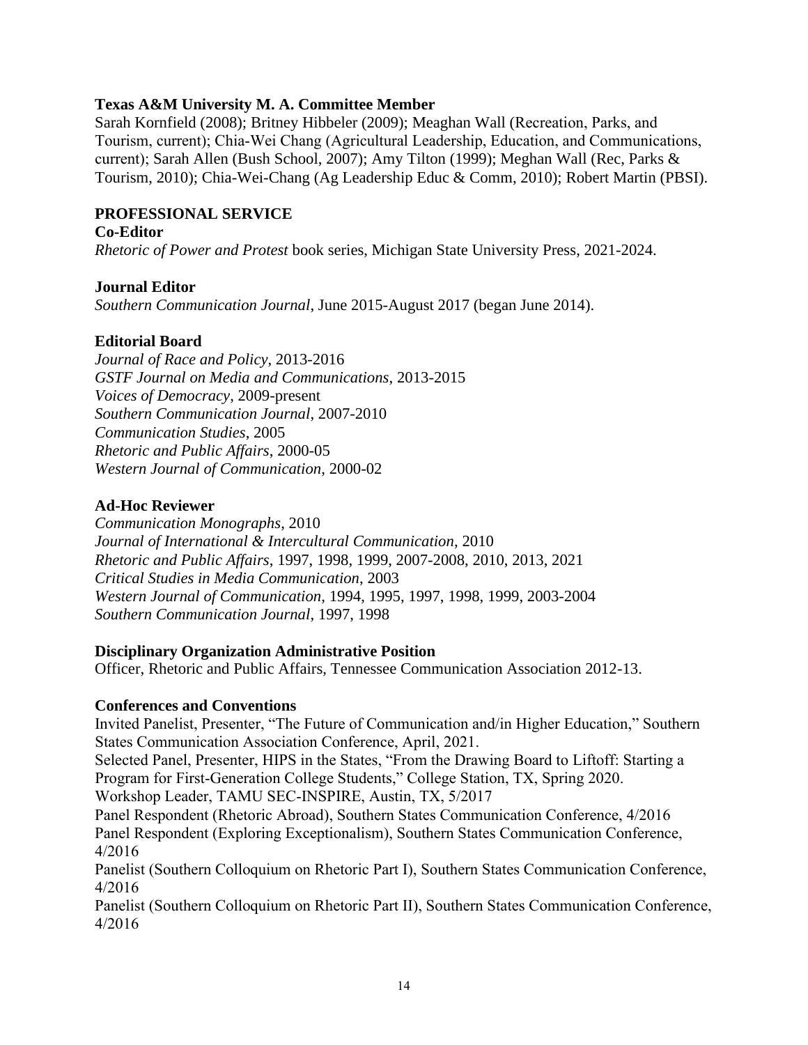**Texas A&M University M. A. Committee Member**
Sarah Kornfield (2008); Britney Hibbeler (2009); Meaghan Wall (Recreation, Parks, and Tourism, current); Chia-Wei Chang (Agricultural Leadership, Education, and Communications, current); Sarah Allen (Bush School, 2007); Amy Tilton (1999); Meghan Wall (Rec, Parks & Tourism, 2010); Chia-Wei-Chang (Ag Leadership Educ & Comm, 2010); Robert Martin (PBSI).

## PROFESSIONAL SERVICE

**Co-Editor**
*Rhetoric of Power and Protest* book series, Michigan State University Press, 2021-2024.

**Journal Editor**
*Southern Communication Journal*, June 2015-August 2017 (began June 2014).

**Editorial Board**
*Journal of Race and Policy*, 2013-2016
*GSTF Journal on Media and Communications*, 2013-2015
*Voices of Democracy*, 2009-present
*Southern Communication Journal*, 2007-2010
*Communication Studies*, 2005
*Rhetoric and Public Affairs*, 2000-05
*Western Journal of Communication*, 2000-02

**Ad-Hoc Reviewer**
*Communication Monographs*, 2010
*Journal of International & Intercultural Communication*, 2010
*Rhetoric and Public Affairs*, 1997, 1998, 1999, 2007-2008, 2010, 2013, 2021
*Critical Studies in Media Communication*, 2003
*Western Journal of Communication*, 1994, 1995, 1997, 1998, 1999, 2003-2004
*Southern Communication Journal*, 1997, 1998

**Disciplinary Organization Administrative Position**
Officer, Rhetoric and Public Affairs, Tennessee Communication Association 2012-13.

**Conferences and Conventions**
Invited Panelist, Presenter, "The Future of Communication and/in Higher Education," Southern States Communication Association Conference, April, 2021.
Selected Panel, Presenter, HIPS in the States, "From the Drawing Board to Liftoff: Starting a Program for First-Generation College Students," College Station, TX, Spring 2020.
Workshop Leader, TAMU SEC-INSPIRE, Austin, TX, 5/2017
Panel Respondent (Rhetoric Abroad), Southern States Communication Conference, 4/2016
Panel Respondent (Exploring Exceptionalism), Southern States Communication Conference, 4/2016
Panelist (Southern Colloquium on Rhetoric Part I), Southern States Communication Conference, 4/2016
Panelist (Southern Colloquium on Rhetoric Part II), Southern States Communication Conference, 4/2016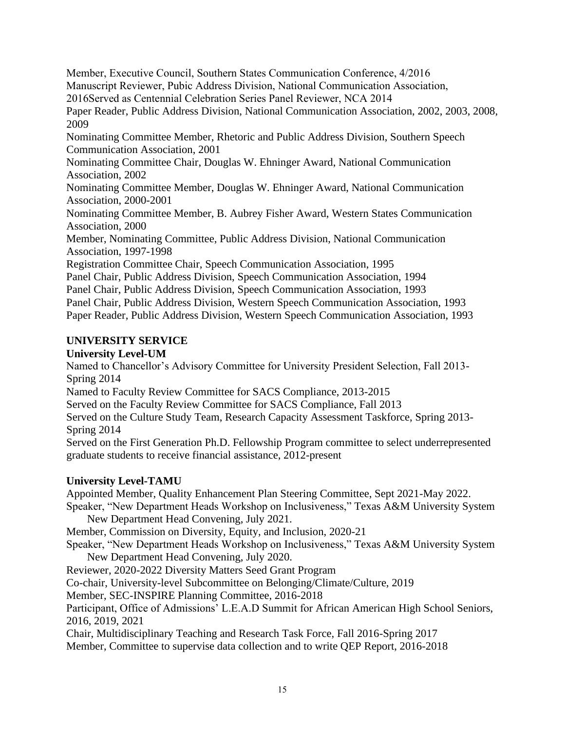Member, Executive Council, Southern States Communication Conference, 4/2016
Manuscript Reviewer, Pubic Address Division, National Communication Association, 2016Served as Centennial Celebration Series Panel Reviewer, NCA 2014
Paper Reader, Public Address Division, National Communication Association, 2002, 2003, 2008, 2009
Nominating Committee Member, Rhetoric and Public Address Division, Southern Speech Communication Association, 2001
Nominating Committee Chair, Douglas W. Ehninger Award, National Communication Association, 2002
Nominating Committee Member, Douglas W. Ehninger Award, National Communication Association, 2000-2001
Nominating Committee Member, B. Aubrey Fisher Award, Western States Communication Association, 2000
Member, Nominating Committee, Public Address Division, National Communication Association, 1997-1998
Registration Committee Chair, Speech Communication Association, 1995
Panel Chair, Public Address Division, Speech Communication Association, 1994
Panel Chair, Public Address Division, Speech Communication Association, 1993
Panel Chair, Public Address Division, Western Speech Communication Association, 1993
Paper Reader, Public Address Division, Western Speech Communication Association, 1993

## UNIVERSITY SERVICE

### University Level-UM

Named to Chancellor's Advisory Committee for University President Selection, Fall 2013-Spring 2014
Named to Faculty Review Committee for SACS Compliance, 2013-2015
Served on the Faculty Review Committee for SACS Compliance, Fall 2013
Served on the Culture Study Team, Research Capacity Assessment Taskforce, Spring 2013-Spring 2014
Served on the First Generation Ph.D. Fellowship Program committee to select underrepresented graduate students to receive financial assistance, 2012-present

### University Level-TAMU

Appointed Member, Quality Enhancement Plan Steering Committee, Sept 2021-May 2022.
Speaker, "New Department Heads Workshop on Inclusiveness," Texas A&M University System New Department Head Convening, July 2021.
Member, Commission on Diversity, Equity, and Inclusion, 2020-21
Speaker, "New Department Heads Workshop on Inclusiveness," Texas A&M University System New Department Head Convening, July 2020.
Reviewer, 2020-2022 Diversity Matters Seed Grant Program
Co-chair, University-level Subcommittee on Belonging/Climate/Culture, 2019
Member, SEC-INSPIRE Planning Committee, 2016-2018
Participant, Office of Admissions' L.E.A.D Summit for African American High School Seniors, 2016, 2019, 2021
Chair, Multidisciplinary Teaching and Research Task Force, Fall 2016-Spring 2017
Member, Committee to supervise data collection and to write QEP Report, 2016-2018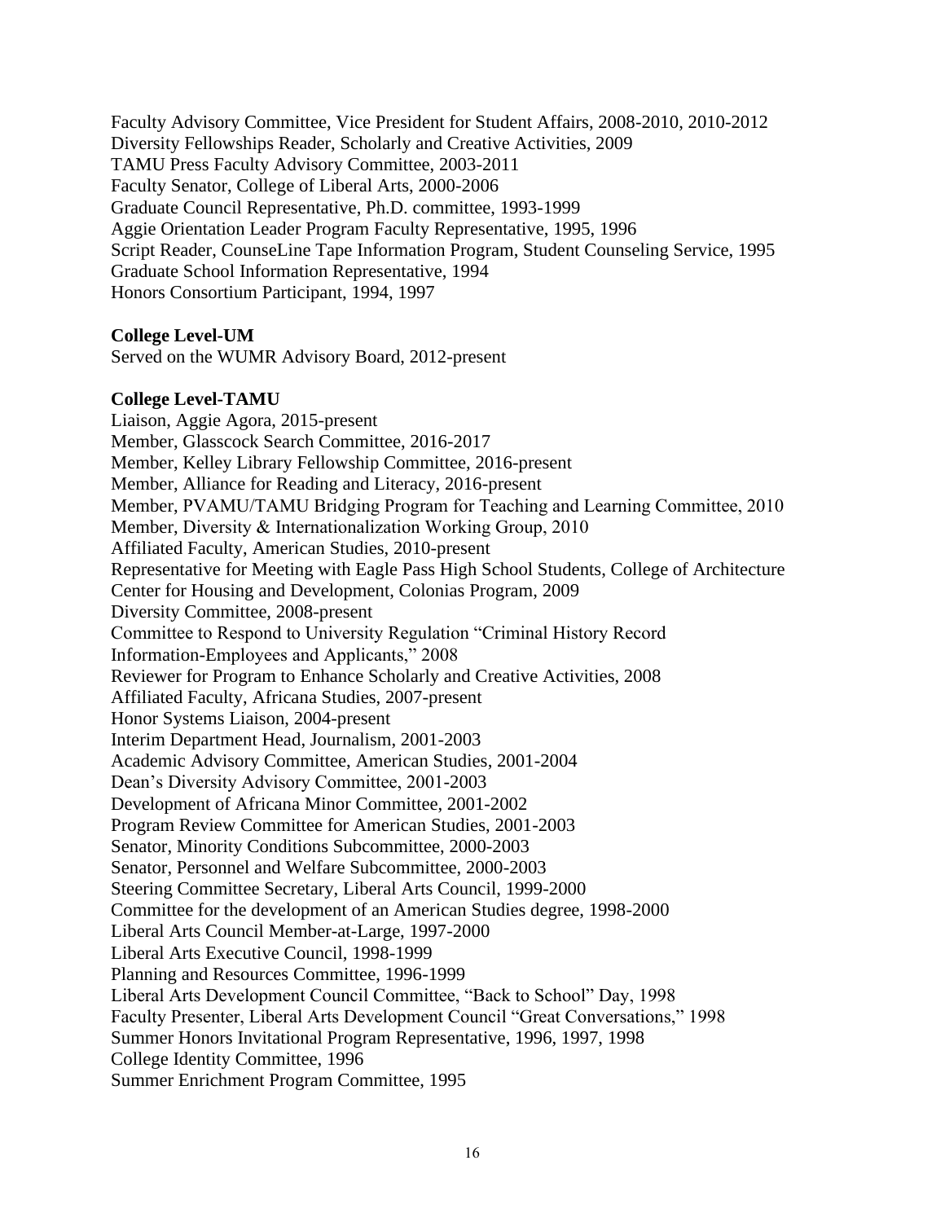Faculty Advisory Committee, Vice President for Student Affairs, 2008-2010, 2010-2012
Diversity Fellowships Reader, Scholarly and Creative Activities, 2009
TAMU Press Faculty Advisory Committee, 2003-2011
Faculty Senator, College of Liberal Arts, 2000-2006
Graduate Council Representative, Ph.D. committee, 1993-1999
Aggie Orientation Leader Program Faculty Representative, 1995, 1996
Script Reader, CounseLine Tape Information Program, Student Counseling Service, 1995
Graduate School Information Representative, 1994
Honors Consortium Participant, 1994, 1997

**College Level-UM**
Served on the WUMR Advisory Board, 2012-present

**College Level-TAMU**
Liaison, Aggie Agora, 2015-present
Member, Glasscock Search Committee, 2016-2017
Member, Kelley Library Fellowship Committee, 2016-present
Member, Alliance for Reading and Literacy, 2016-present
Member, PVAMU/TAMU Bridging Program for Teaching and Learning Committee, 2010
Member, Diversity & Internationalization Working Group, 2010
Affiliated Faculty, American Studies, 2010-present
Representative for Meeting with Eagle Pass High School Students, College of Architecture Center for Housing and Development, Colonias Program, 2009
Diversity Committee, 2008-present
Committee to Respond to University Regulation "Criminal History Record Information-Employees and Applicants," 2008
Reviewer for Program to Enhance Scholarly and Creative Activities, 2008
Affiliated Faculty, Africana Studies, 2007-present
Honor Systems Liaison, 2004-present
Interim Department Head, Journalism, 2001-2003
Academic Advisory Committee, American Studies, 2001-2004
Dean's Diversity Advisory Committee, 2001-2003
Development of Africana Minor Committee, 2001-2002
Program Review Committee for American Studies, 2001-2003
Senator, Minority Conditions Subcommittee, 2000-2003
Senator, Personnel and Welfare Subcommittee, 2000-2003
Steering Committee Secretary, Liberal Arts Council, 1999-2000
Committee for the development of an American Studies degree, 1998-2000
Liberal Arts Council Member-at-Large, 1997-2000
Liberal Arts Executive Council, 1998-1999
Planning and Resources Committee, 1996-1999
Liberal Arts Development Council Committee, "Back to School" Day, 1998
Faculty Presenter, Liberal Arts Development Council "Great Conversations," 1998
Summer Honors Invitational Program Representative, 1996, 1997, 1998
College Identity Committee, 1996
Summer Enrichment Program Committee, 1995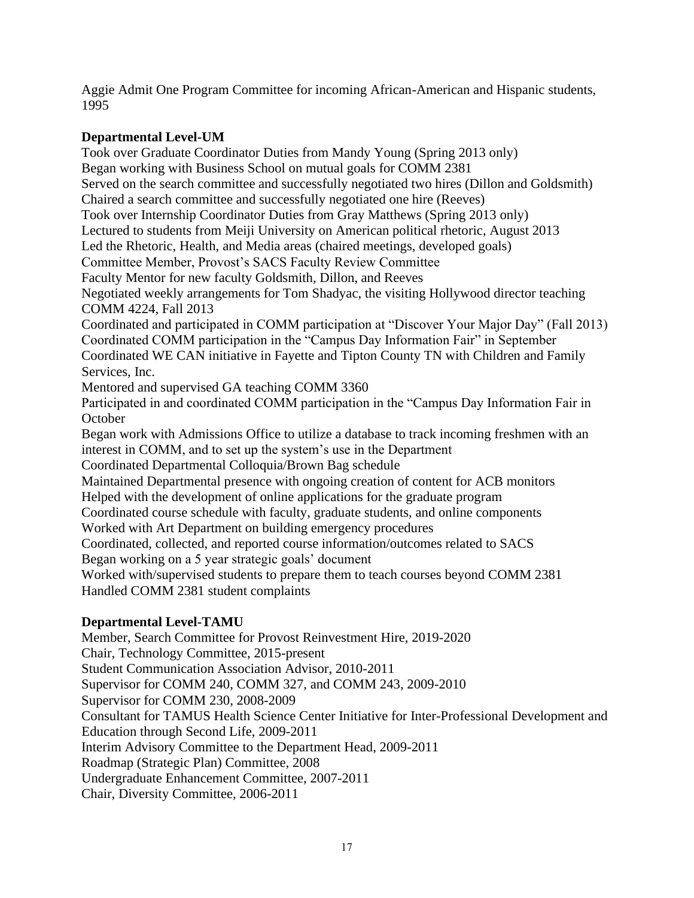Aggie Admit One Program Committee for incoming African-American and Hispanic students, 1995

**Departmental Level-UM**

Took over Graduate Coordinator Duties from Mandy Young (Spring 2013 only)
Began working with Business School on mutual goals for COMM 2381
Served on the search committee and successfully negotiated two hires (Dillon and Goldsmith)
Chaired a search committee and successfully negotiated one hire (Reeves)
Took over Internship Coordinator Duties from Gray Matthews (Spring 2013 only)
Lectured to students from Meiji University on American political rhetoric, August 2013
Led the Rhetoric, Health, and Media areas (chaired meetings, developed goals)
Committee Member, Provost's SACS Faculty Review Committee
Faculty Mentor for new faculty Goldsmith, Dillon, and Reeves
Negotiated weekly arrangements for Tom Shadyac, the visiting Hollywood director teaching COMM 4224, Fall 2013
Coordinated and participated in COMM participation at "Discover Your Major Day" (Fall 2013)
Coordinated COMM participation in the "Campus Day Information Fair" in September
Coordinated WE CAN initiative in Fayette and Tipton County TN with Children and Family Services, Inc.
Mentored and supervised GA teaching COMM 3360
Participated in and coordinated COMM participation in the "Campus Day Information Fair in October
Began work with Admissions Office to utilize a database to track incoming freshmen with an interest in COMM, and to set up the system's use in the Department
Coordinated Departmental Colloquia/Brown Bag schedule
Maintained Departmental presence with ongoing creation of content for ACB monitors
Helped with the development of online applications for the graduate program
Coordinated course schedule with faculty, graduate students, and online components
Worked with Art Department on building emergency procedures
Coordinated, collected, and reported course information/outcomes related to SACS
Began working on a 5 year strategic goals' document
Worked with/supervised students to prepare them to teach courses beyond COMM 2381
Handled COMM 2381 student complaints

**Departmental Level-TAMU**

Member, Search Committee for Provost Reinvestment Hire, 2019-2020
Chair, Technology Committee, 2015-present
Student Communication Association Advisor, 2010-2011
Supervisor for COMM 240, COMM 327, and COMM 243, 2009-2010
Supervisor for COMM 230, 2008-2009
Consultant for TAMUS Health Science Center Initiative for Inter-Professional Development and Education through Second Life, 2009-2011
Interim Advisory Committee to the Department Head, 2009-2011
Roadmap (Strategic Plan) Committee, 2008
Undergraduate Enhancement Committee, 2007-2011
Chair, Diversity Committee, 2006-2011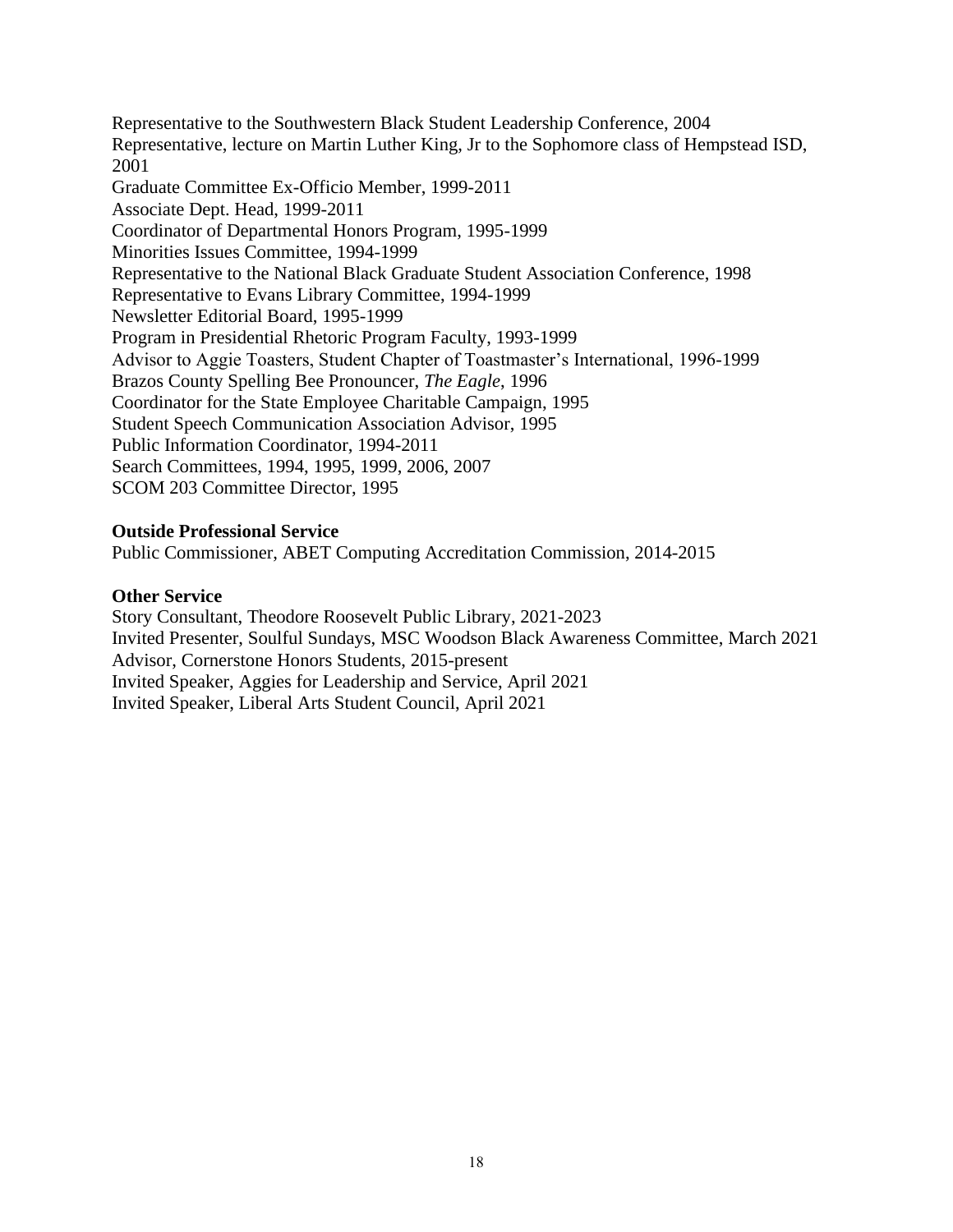Representative to the Southwestern Black Student Leadership Conference, 2004
Representative, lecture on Martin Luther King, Jr to the Sophomore class of Hempstead ISD, 2001
Graduate Committee Ex-Officio Member, 1999-2011
Associate Dept. Head, 1999-2011
Coordinator of Departmental Honors Program, 1995-1999
Minorities Issues Committee, 1994-1999
Representative to the National Black Graduate Student Association Conference, 1998
Representative to Evans Library Committee, 1994-1999
Newsletter Editorial Board, 1995-1999
Program in Presidential Rhetoric Program Faculty, 1993-1999
Advisor to Aggie Toasters, Student Chapter of Toastmaster's International, 1996-1999
Brazos County Spelling Bee Pronouncer, *The Eagle*, 1996
Coordinator for the State Employee Charitable Campaign, 1995
Student Speech Communication Association Advisor, 1995
Public Information Coordinator, 1994-2011
Search Committees, 1994, 1995, 1999, 2006, 2007
SCOM 203 Committee Director, 1995

**Outside Professional Service**

Public Commissioner, ABET Computing Accreditation Commission, 2014-2015

**Other Service**

Story Consultant, Theodore Roosevelt Public Library, 2021-2023
Invited Presenter, Soulful Sundays, MSC Woodson Black Awareness Committee, March 2021
Advisor, Cornerstone Honors Students, 2015-present
Invited Speaker, Aggies for Leadership and Service, April 2021
Invited Speaker, Liberal Arts Student Council, April 2021